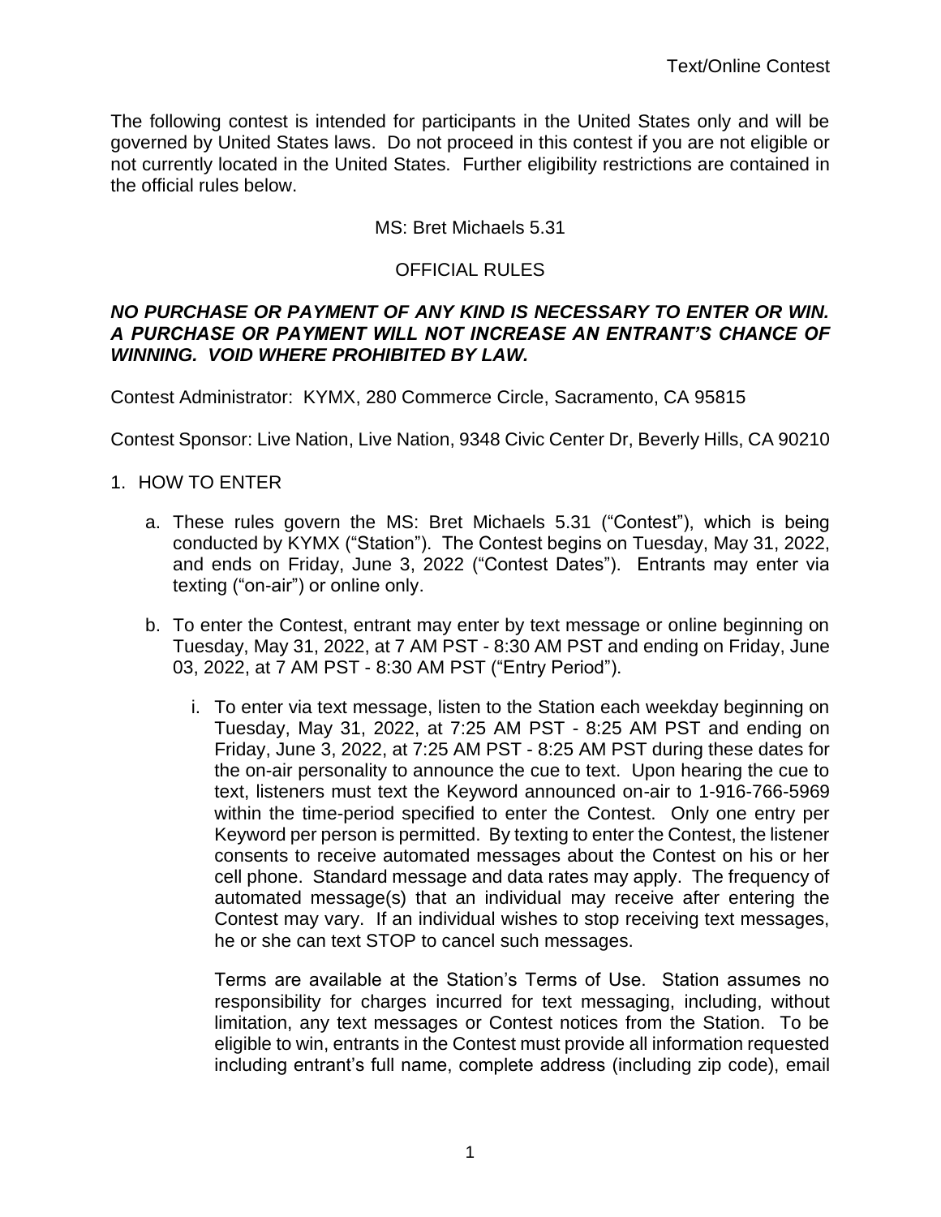Text/Online Contest

The following contest is intended for participants in the United States only and will be governed by United States laws. Do not proceed in this contest if you are not eligible or not currently located in the United States. Further eligibility restrictions are contained in the official rules below.

MS: Bret Michaels 5.31

OFFICIAL RULES

***NO PURCHASE OR PAYMENT OF ANY KIND IS NECESSARY TO ENTER OR WIN. A PURCHASE OR PAYMENT WILL NOT INCREASE AN ENTRANT'S CHANCE OF WINNING. VOID WHERE PROHIBITED BY LAW.***

Contest Administrator: KYMX, 280 Commerce Circle, Sacramento, CA 95815

Contest Sponsor: Live Nation, Live Nation, 9348 Civic Center Dr, Beverly Hills, CA 90210

1. HOW TO ENTER

   a. These rules govern the MS: Bret Michaels 5.31 ("Contest"), which is being conducted by KYMX ("Station"). The Contest begins on Tuesday, May 31, 2022, and ends on Friday, June 3, 2022 ("Contest Dates"). Entrants may enter via texting ("on-air") or online only.

   b. To enter the Contest, entrant may enter by text message or online beginning on Tuesday, May 31, 2022, at 7 AM PST - 8:30 AM PST and ending on Friday, June 03, 2022, at 7 AM PST - 8:30 AM PST ("Entry Period").

      i. To enter via text message, listen to the Station each weekday beginning on Tuesday, May 31, 2022, at 7:25 AM PST - 8:25 AM PST and ending on Friday, June 3, 2022, at 7:25 AM PST - 8:25 AM PST during these dates for the on-air personality to announce the cue to text. Upon hearing the cue to text, listeners must text the Keyword announced on-air to 1-916-766-5969 within the time-period specified to enter the Contest. Only one entry per Keyword per person is permitted. By texting to enter the Contest, the listener consents to receive automated messages about the Contest on his or her cell phone. Standard message and data rates may apply. The frequency of automated message(s) that an individual may receive after entering the Contest may vary. If an individual wishes to stop receiving text messages, he or she can text STOP to cancel such messages.

         Terms are available at the Station's Terms of Use. Station assumes no responsibility for charges incurred for text messaging, including, without limitation, any text messages or Contest notices from the Station. To be eligible to win, entrants in the Contest must provide all information requested including entrant's full name, complete address (including zip code), email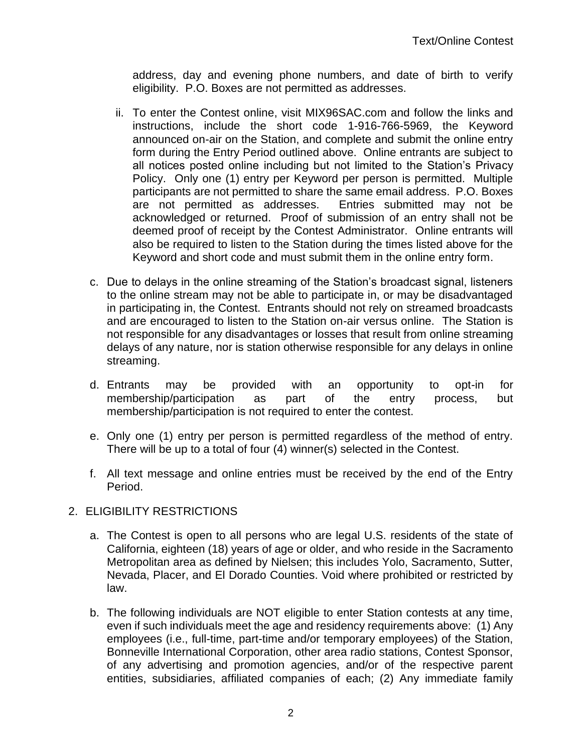address, day and evening phone numbers, and date of birth to verify eligibility. P.O. Boxes are not permitted as addresses.

ii. To enter the Contest online, visit MIX96SAC.com and follow the links and instructions, include the short code 1-916-766-5969, the Keyword announced on-air on the Station, and complete and submit the online entry form during the Entry Period outlined above. Online entrants are subject to all notices posted online including but not limited to the Station's Privacy Policy. Only one (1) entry per Keyword per person is permitted. Multiple participants are not permitted to share the same email address. P.O. Boxes are not permitted as addresses. Entries submitted may not be acknowledged or returned. Proof of submission of an entry shall not be deemed proof of receipt by the Contest Administrator. Online entrants will also be required to listen to the Station during the times listed above for the Keyword and short code and must submit them in the online entry form.

c. Due to delays in the online streaming of the Station's broadcast signal, listeners to the online stream may not be able to participate in, or may be disadvantaged in participating in, the Contest. Entrants should not rely on streamed broadcasts and are encouraged to listen to the Station on-air versus online. The Station is not responsible for any disadvantages or losses that result from online streaming delays of any nature, nor is station otherwise responsible for any delays in online streaming.

d. Entrants may be provided with an opportunity to opt-in for membership/participation as part of the entry process, but membership/participation is not required to enter the contest.

e. Only one (1) entry per person is permitted regardless of the method of entry. There will be up to a total of four (4) winner(s) selected in the Contest.

f. All text message and online entries must be received by the end of the Entry Period.

2. ELIGIBILITY RESTRICTIONS

a. The Contest is open to all persons who are legal U.S. residents of the state of California, eighteen (18) years of age or older, and who reside in the Sacramento Metropolitan area as defined by Nielsen; this includes Yolo, Sacramento, Sutter, Nevada, Placer, and El Dorado Counties. Void where prohibited or restricted by law.

b. The following individuals are NOT eligible to enter Station contests at any time, even if such individuals meet the age and residency requirements above: (1) Any employees (i.e., full-time, part-time and/or temporary employees) of the Station, Bonneville International Corporation, other area radio stations, Contest Sponsor, of any advertising and promotion agencies, and/or of the respective parent entities, subsidiaries, affiliated companies of each; (2) Any immediate family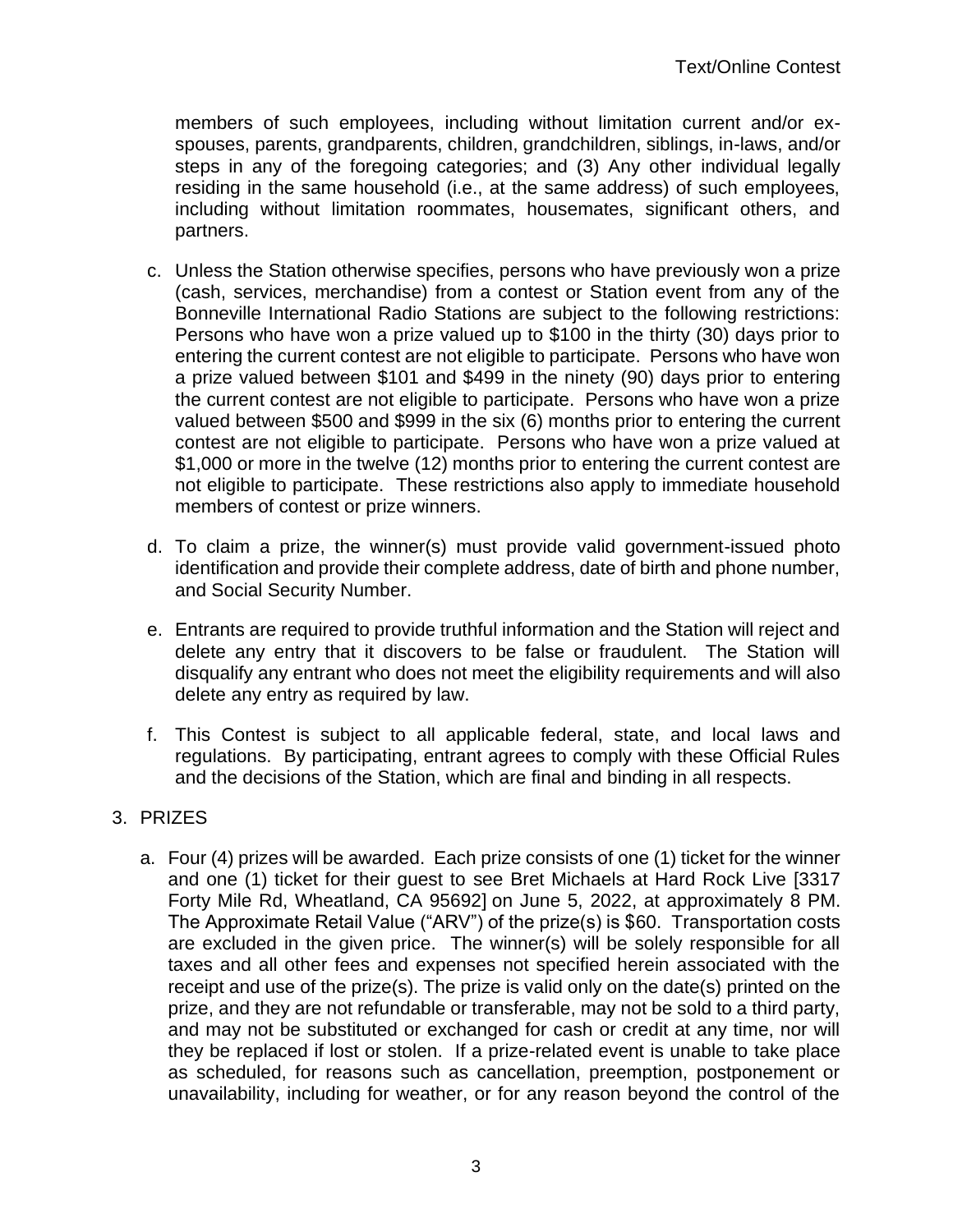members of such employees, including without limitation current and/or ex-spouses, parents, grandparents, children, grandchildren, siblings, in-laws, and/or steps in any of the foregoing categories; and (3) Any other individual legally residing in the same household (i.e., at the same address) of such employees, including without limitation roommates, housemates, significant others, and partners.

c. Unless the Station otherwise specifies, persons who have previously won a prize (cash, services, merchandise) from a contest or Station event from any of the Bonneville International Radio Stations are subject to the following restrictions: Persons who have won a prize valued up to $100 in the thirty (30) days prior to entering the current contest are not eligible to participate. Persons who have won a prize valued between $101 and $499 in the ninety (90) days prior to entering the current contest are not eligible to participate. Persons who have won a prize valued between $500 and $999 in the six (6) months prior to entering the current contest are not eligible to participate. Persons who have won a prize valued at $1,000 or more in the twelve (12) months prior to entering the current contest are not eligible to participate. These restrictions also apply to immediate household members of contest or prize winners.

d. To claim a prize, the winner(s) must provide valid government-issued photo identification and provide their complete address, date of birth and phone number, and Social Security Number.

e. Entrants are required to provide truthful information and the Station will reject and delete any entry that it discovers to be false or fraudulent. The Station will disqualify any entrant who does not meet the eligibility requirements and will also delete any entry as required by law.

f. This Contest is subject to all applicable federal, state, and local laws and regulations. By participating, entrant agrees to comply with these Official Rules and the decisions of the Station, which are final and binding in all respects.

3. PRIZES

a. Four (4) prizes will be awarded. Each prize consists of one (1) ticket for the winner and one (1) ticket for their guest to see Bret Michaels at Hard Rock Live [3317 Forty Mile Rd, Wheatland, CA 95692] on June 5, 2022, at approximately 8 PM. The Approximate Retail Value ("ARV") of the prize(s) is $60. Transportation costs are excluded in the given price. The winner(s) will be solely responsible for all taxes and all other fees and expenses not specified herein associated with the receipt and use of the prize(s). The prize is valid only on the date(s) printed on the prize, and they are not refundable or transferable, may not be sold to a third party, and may not be substituted or exchanged for cash or credit at any time, nor will they be replaced if lost or stolen. If a prize-related event is unable to take place as scheduled, for reasons such as cancellation, preemption, postponement or unavailability, including for weather, or for any reason beyond the control of the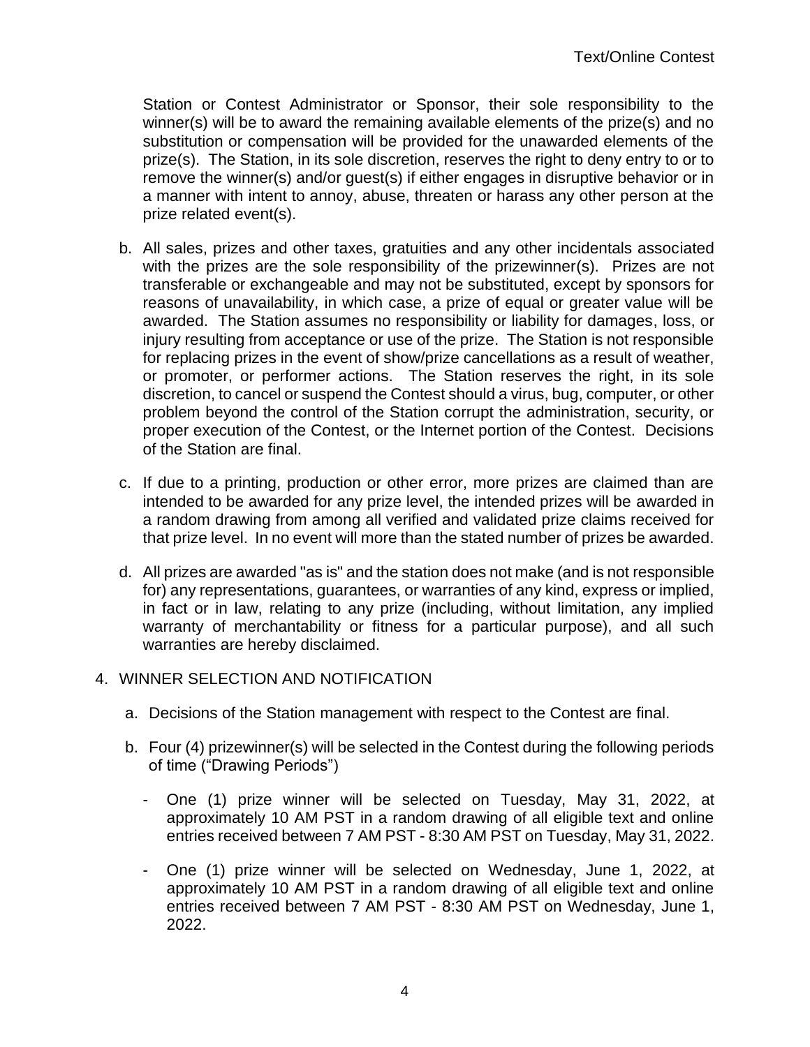Station or Contest Administrator or Sponsor, their sole responsibility to the winner(s) will be to award the remaining available elements of the prize(s) and no substitution or compensation will be provided for the unawarded elements of the prize(s). The Station, in its sole discretion, reserves the right to deny entry to or to remove the winner(s) and/or guest(s) if either engages in disruptive behavior or in a manner with intent to annoy, abuse, threaten or harass any other person at the prize related event(s).

b. All sales, prizes and other taxes, gratuities and any other incidentals associated with the prizes are the sole responsibility of the prizewinner(s). Prizes are not transferable or exchangeable and may not be substituted, except by sponsors for reasons of unavailability, in which case, a prize of equal or greater value will be awarded. The Station assumes no responsibility or liability for damages, loss, or injury resulting from acceptance or use of the prize. The Station is not responsible for replacing prizes in the event of show/prize cancellations as a result of weather, or promoter, or performer actions. The Station reserves the right, in its sole discretion, to cancel or suspend the Contest should a virus, bug, computer, or other problem beyond the control of the Station corrupt the administration, security, or proper execution of the Contest, or the Internet portion of the Contest. Decisions of the Station are final.

c. If due to a printing, production or other error, more prizes are claimed than are intended to be awarded for any prize level, the intended prizes will be awarded in a random drawing from among all verified and validated prize claims received for that prize level. In no event will more than the stated number of prizes be awarded.

d. All prizes are awarded "as is" and the station does not make (and is not responsible for) any representations, guarantees, or warranties of any kind, express or implied, in fact or in law, relating to any prize (including, without limitation, any implied warranty of merchantability or fitness for a particular purpose), and all such warranties are hereby disclaimed.

4. WINNER SELECTION AND NOTIFICATION

a. Decisions of the Station management with respect to the Contest are final.

b. Four (4) prizewinner(s) will be selected in the Contest during the following periods of time ("Drawing Periods")

- One (1) prize winner will be selected on Tuesday, May 31, 2022, at approximately 10 AM PST in a random drawing of all eligible text and online entries received between 7 AM PST - 8:30 AM PST on Tuesday, May 31, 2022.
- One (1) prize winner will be selected on Wednesday, June 1, 2022, at approximately 10 AM PST in a random drawing of all eligible text and online entries received between 7 AM PST - 8:30 AM PST on Wednesday, June 1, 2022.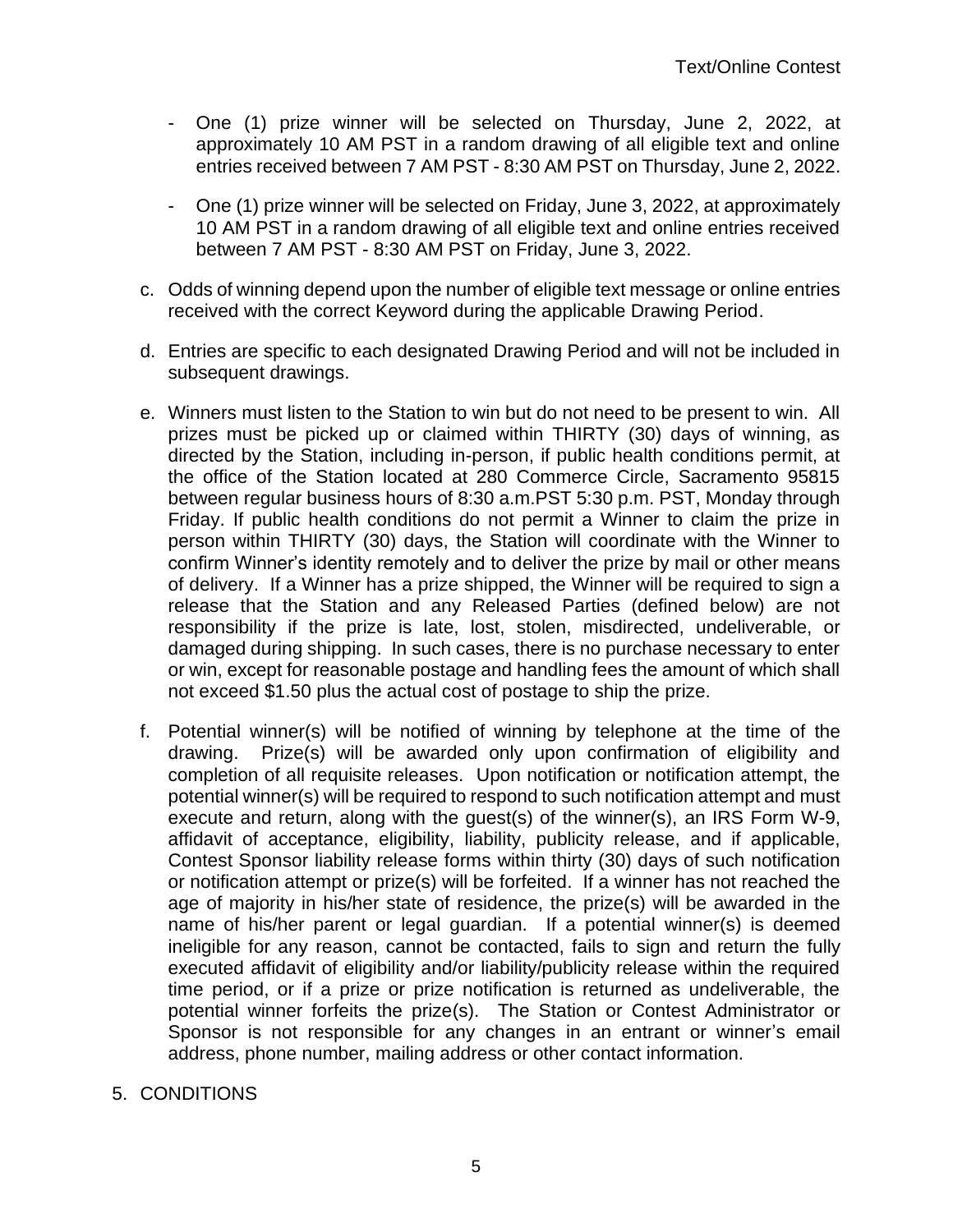- One (1) prize winner will be selected on Thursday, June 2, 2022, at approximately 10 AM PST in a random drawing of all eligible text and online entries received between 7 AM PST - 8:30 AM PST on Thursday, June 2, 2022.

- One (1) prize winner will be selected on Friday, June 3, 2022, at approximately 10 AM PST in a random drawing of all eligible text and online entries received between 7 AM PST - 8:30 AM PST on Friday, June 3, 2022.

c. Odds of winning depend upon the number of eligible text message or online entries received with the correct Keyword during the applicable Drawing Period.

d. Entries are specific to each designated Drawing Period and will not be included in subsequent drawings.

e. Winners must listen to the Station to win but do not need to be present to win. All prizes must be picked up or claimed within THIRTY (30) days of winning, as directed by the Station, including in-person, if public health conditions permit, at the office of the Station located at 280 Commerce Circle, Sacramento 95815 between regular business hours of 8:30 a.m.PST 5:30 p.m. PST, Monday through Friday. If public health conditions do not permit a Winner to claim the prize in person within THIRTY (30) days, the Station will coordinate with the Winner to confirm Winner's identity remotely and to deliver the prize by mail or other means of delivery. If a Winner has a prize shipped, the Winner will be required to sign a release that the Station and any Released Parties (defined below) are not responsibility if the prize is late, lost, stolen, misdirected, undeliverable, or damaged during shipping. In such cases, there is no purchase necessary to enter or win, except for reasonable postage and handling fees the amount of which shall not exceed $1.50 plus the actual cost of postage to ship the prize.

f. Potential winner(s) will be notified of winning by telephone at the time of the drawing. Prize(s) will be awarded only upon confirmation of eligibility and completion of all requisite releases. Upon notification or notification attempt, the potential winner(s) will be required to respond to such notification attempt and must execute and return, along with the guest(s) of the winner(s), an IRS Form W-9, affidavit of acceptance, eligibility, liability, publicity release, and if applicable, Contest Sponsor liability release forms within thirty (30) days of such notification or notification attempt or prize(s) will be forfeited. If a winner has not reached the age of majority in his/her state of residence, the prize(s) will be awarded in the name of his/her parent or legal guardian. If a potential winner(s) is deemed ineligible for any reason, cannot be contacted, fails to sign and return the fully executed affidavit of eligibility and/or liability/publicity release within the required time period, or if a prize or prize notification is returned as undeliverable, the potential winner forfeits the prize(s). The Station or Contest Administrator or Sponsor is not responsible for any changes in an entrant or winner's email address, phone number, mailing address or other contact information.

5. CONDITIONS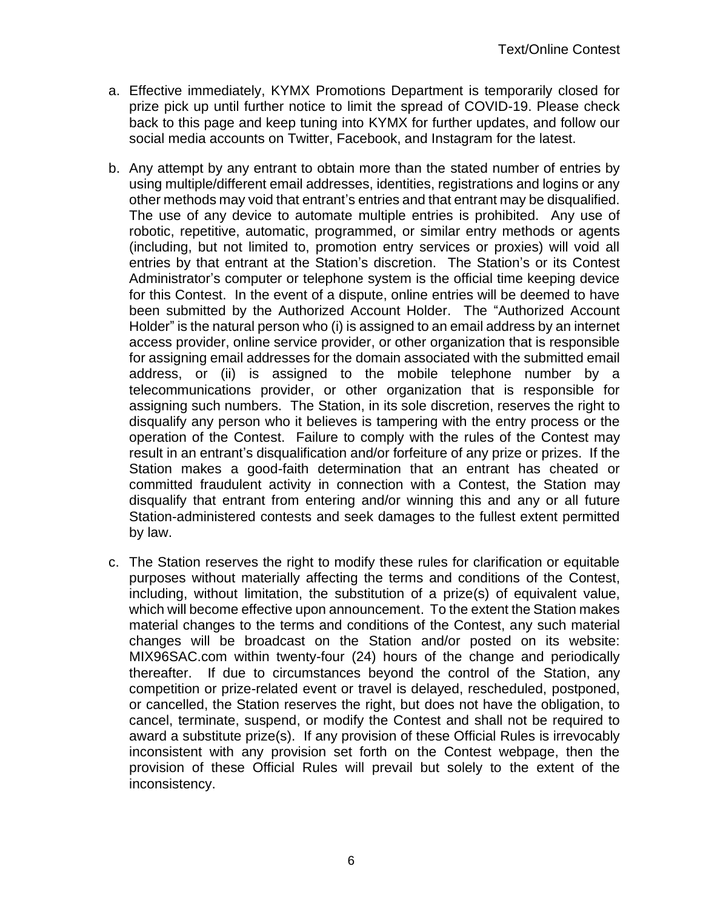a. Effective immediately, KYMX Promotions Department is temporarily closed for prize pick up until further notice to limit the spread of COVID-19. Please check back to this page and keep tuning into KYMX for further updates, and follow our social media accounts on Twitter, Facebook, and Instagram for the latest.

b. Any attempt by any entrant to obtain more than the stated number of entries by using multiple/different email addresses, identities, registrations and logins or any other methods may void that entrant's entries and that entrant may be disqualified. The use of any device to automate multiple entries is prohibited. Any use of robotic, repetitive, automatic, programmed, or similar entry methods or agents (including, but not limited to, promotion entry services or proxies) will void all entries by that entrant at the Station's discretion. The Station's or its Contest Administrator's computer or telephone system is the official time keeping device for this Contest. In the event of a dispute, online entries will be deemed to have been submitted by the Authorized Account Holder. The "Authorized Account Holder" is the natural person who (i) is assigned to an email address by an internet access provider, online service provider, or other organization that is responsible for assigning email addresses for the domain associated with the submitted email address, or (ii) is assigned to the mobile telephone number by a telecommunications provider, or other organization that is responsible for assigning such numbers. The Station, in its sole discretion, reserves the right to disqualify any person who it believes is tampering with the entry process or the operation of the Contest. Failure to comply with the rules of the Contest may result in an entrant's disqualification and/or forfeiture of any prize or prizes. If the Station makes a good-faith determination that an entrant has cheated or committed fraudulent activity in connection with a Contest, the Station may disqualify that entrant from entering and/or winning this and any or all future Station-administered contests and seek damages to the fullest extent permitted by law.

c. The Station reserves the right to modify these rules for clarification or equitable purposes without materially affecting the terms and conditions of the Contest, including, without limitation, the substitution of a prize(s) of equivalent value, which will become effective upon announcement. To the extent the Station makes material changes to the terms and conditions of the Contest, any such material changes will be broadcast on the Station and/or posted on its website: MIX96SAC.com within twenty-four (24) hours of the change and periodically thereafter. If due to circumstances beyond the control of the Station, any competition or prize-related event or travel is delayed, rescheduled, postponed, or cancelled, the Station reserves the right, but does not have the obligation, to cancel, terminate, suspend, or modify the Contest and shall not be required to award a substitute prize(s). If any provision of these Official Rules is irrevocably inconsistent with any provision set forth on the Contest webpage, then the provision of these Official Rules will prevail but solely to the extent of the inconsistency.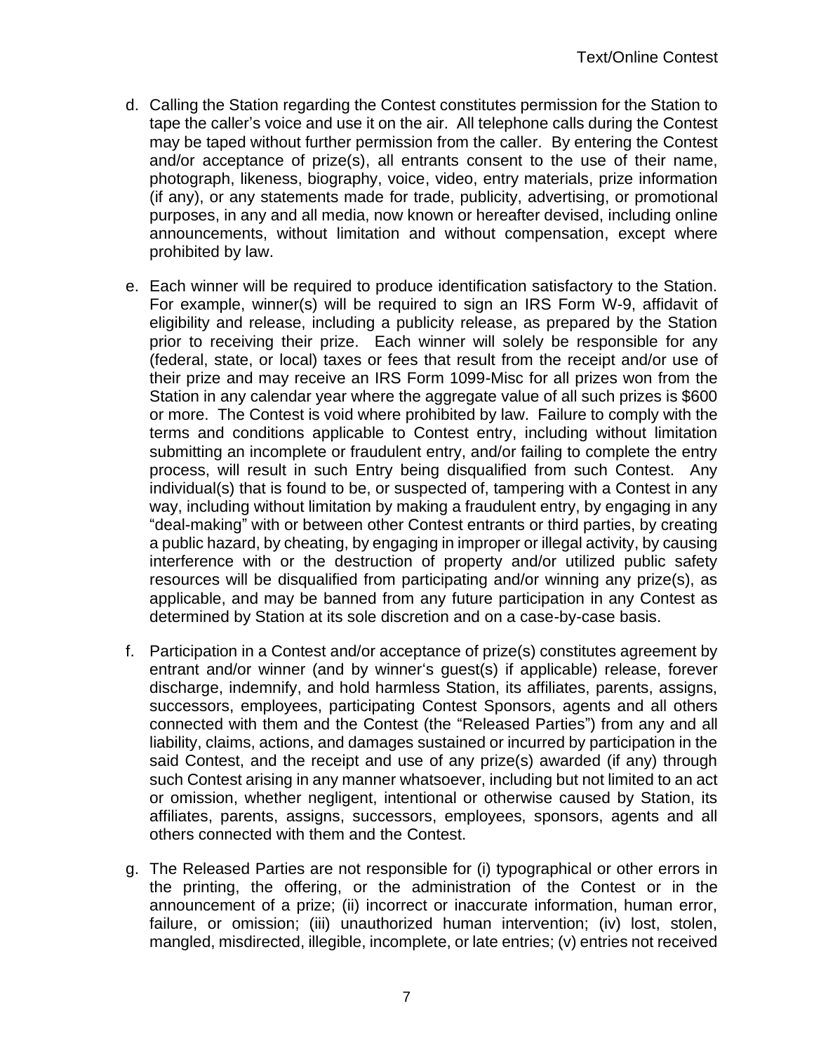d. Calling the Station regarding the Contest constitutes permission for the Station to tape the caller's voice and use it on the air. All telephone calls during the Contest may be taped without further permission from the caller. By entering the Contest and/or acceptance of prize(s), all entrants consent to the use of their name, photograph, likeness, biography, voice, video, entry materials, prize information (if any), or any statements made for trade, publicity, advertising, or promotional purposes, in any and all media, now known or hereafter devised, including online announcements, without limitation and without compensation, except where prohibited by law.

e. Each winner will be required to produce identification satisfactory to the Station. For example, winner(s) will be required to sign an IRS Form W-9, affidavit of eligibility and release, including a publicity release, as prepared by the Station prior to receiving their prize. Each winner will solely be responsible for any (federal, state, or local) taxes or fees that result from the receipt and/or use of their prize and may receive an IRS Form 1099-Misc for all prizes won from the Station in any calendar year where the aggregate value of all such prizes is $600 or more. The Contest is void where prohibited by law. Failure to comply with the terms and conditions applicable to Contest entry, including without limitation submitting an incomplete or fraudulent entry, and/or failing to complete the entry process, will result in such Entry being disqualified from such Contest. Any individual(s) that is found to be, or suspected of, tampering with a Contest in any way, including without limitation by making a fraudulent entry, by engaging in any "deal-making" with or between other Contest entrants or third parties, by creating a public hazard, by cheating, by engaging in improper or illegal activity, by causing interference with or the destruction of property and/or utilized public safety resources will be disqualified from participating and/or winning any prize(s), as applicable, and may be banned from any future participation in any Contest as determined by Station at its sole discretion and on a case-by-case basis.

f. Participation in a Contest and/or acceptance of prize(s) constitutes agreement by entrant and/or winner (and by winner's guest(s) if applicable) release, forever discharge, indemnify, and hold harmless Station, its affiliates, parents, assigns, successors, employees, participating Contest Sponsors, agents and all others connected with them and the Contest (the "Released Parties") from any and all liability, claims, actions, and damages sustained or incurred by participation in the said Contest, and the receipt and use of any prize(s) awarded (if any) through such Contest arising in any manner whatsoever, including but not limited to an act or omission, whether negligent, intentional or otherwise caused by Station, its affiliates, parents, assigns, successors, employees, sponsors, agents and all others connected with them and the Contest.

g. The Released Parties are not responsible for (i) typographical or other errors in the printing, the offering, or the administration of the Contest or in the announcement of a prize; (ii) incorrect or inaccurate information, human error, failure, or omission; (iii) unauthorized human intervention; (iv) lost, stolen, mangled, misdirected, illegible, incomplete, or late entries; (v) entries not received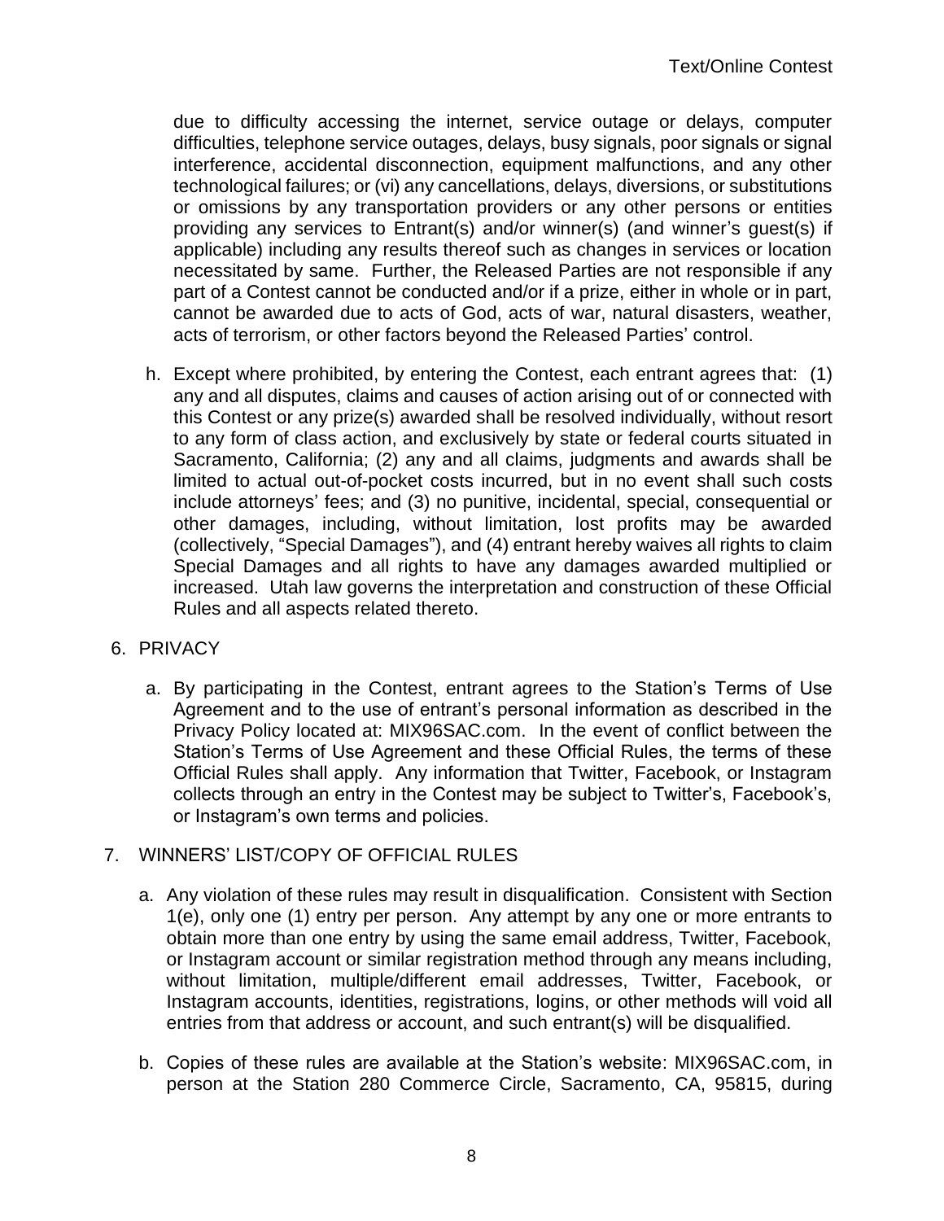due to difficulty accessing the internet, service outage or delays, computer difficulties, telephone service outages, delays, busy signals, poor signals or signal interference, accidental disconnection, equipment malfunctions, and any other technological failures; or (vi) any cancellations, delays, diversions, or substitutions or omissions by any transportation providers or any other persons or entities providing any services to Entrant(s) and/or winner(s) (and winner's guest(s) if applicable) including any results thereof such as changes in services or location necessitated by same. Further, the Released Parties are not responsible if any part of a Contest cannot be conducted and/or if a prize, either in whole or in part, cannot be awarded due to acts of God, acts of war, natural disasters, weather, acts of terrorism, or other factors beyond the Released Parties' control.

h. Except where prohibited, by entering the Contest, each entrant agrees that: (1) any and all disputes, claims and causes of action arising out of or connected with this Contest or any prize(s) awarded shall be resolved individually, without resort to any form of class action, and exclusively by state or federal courts situated in Sacramento, California; (2) any and all claims, judgments and awards shall be limited to actual out-of-pocket costs incurred, but in no event shall such costs include attorneys' fees; and (3) no punitive, incidental, special, consequential or other damages, including, without limitation, lost profits may be awarded (collectively, "Special Damages"), and (4) entrant hereby waives all rights to claim Special Damages and all rights to have any damages awarded multiplied or increased. Utah law governs the interpretation and construction of these Official Rules and all aspects related thereto.

6. PRIVACY

   a. By participating in the Contest, entrant agrees to the Station's Terms of Use Agreement and to the use of entrant's personal information as described in the Privacy Policy located at: MIX96SAC.com. In the event of conflict between the Station's Terms of Use Agreement and these Official Rules, the terms of these Official Rules shall apply. Any information that Twitter, Facebook, or Instagram collects through an entry in the Contest may be subject to Twitter's, Facebook's, or Instagram's own terms and policies.

7. WINNERS' LIST/COPY OF OFFICIAL RULES

   a. Any violation of these rules may result in disqualification. Consistent with Section 1(e), only one (1) entry per person. Any attempt by any one or more entrants to obtain more than one entry by using the same email address, Twitter, Facebook, or Instagram account or similar registration method through any means including, without limitation, multiple/different email addresses, Twitter, Facebook, or Instagram accounts, identities, registrations, logins, or other methods will void all entries from that address or account, and such entrant(s) will be disqualified.

   b. Copies of these rules are available at the Station's website: MIX96SAC.com, in person at the Station 280 Commerce Circle, Sacramento, CA, 95815, during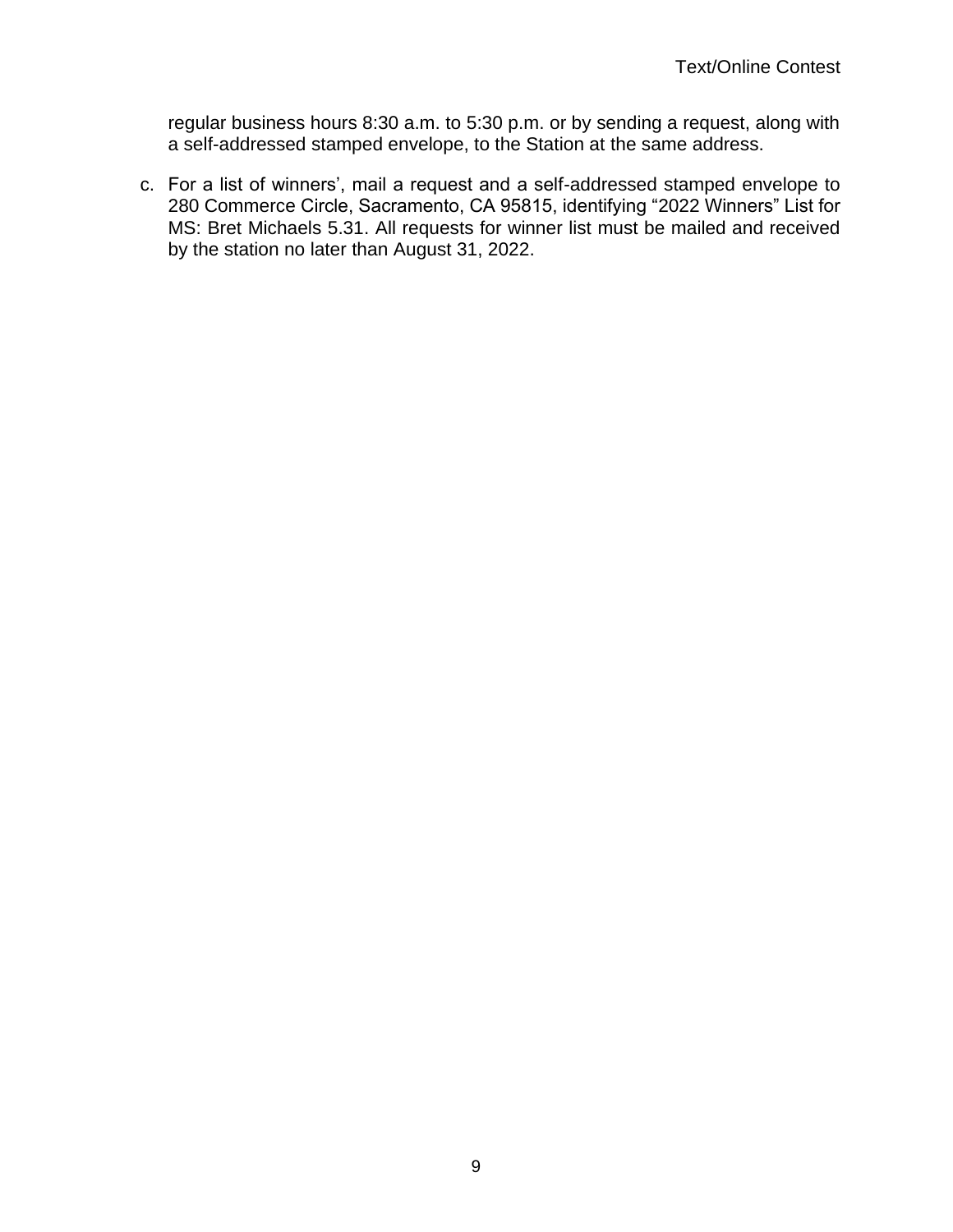regular business hours 8:30 a.m. to 5:30 p.m. or by sending a request, along with a self-addressed stamped envelope, to the Station at the same address.

c. For a list of winners', mail a request and a self-addressed stamped envelope to 280 Commerce Circle, Sacramento, CA 95815, identifying "2022 Winners" List for MS: Bret Michaels 5.31. All requests for winner list must be mailed and received by the station no later than August 31, 2022.